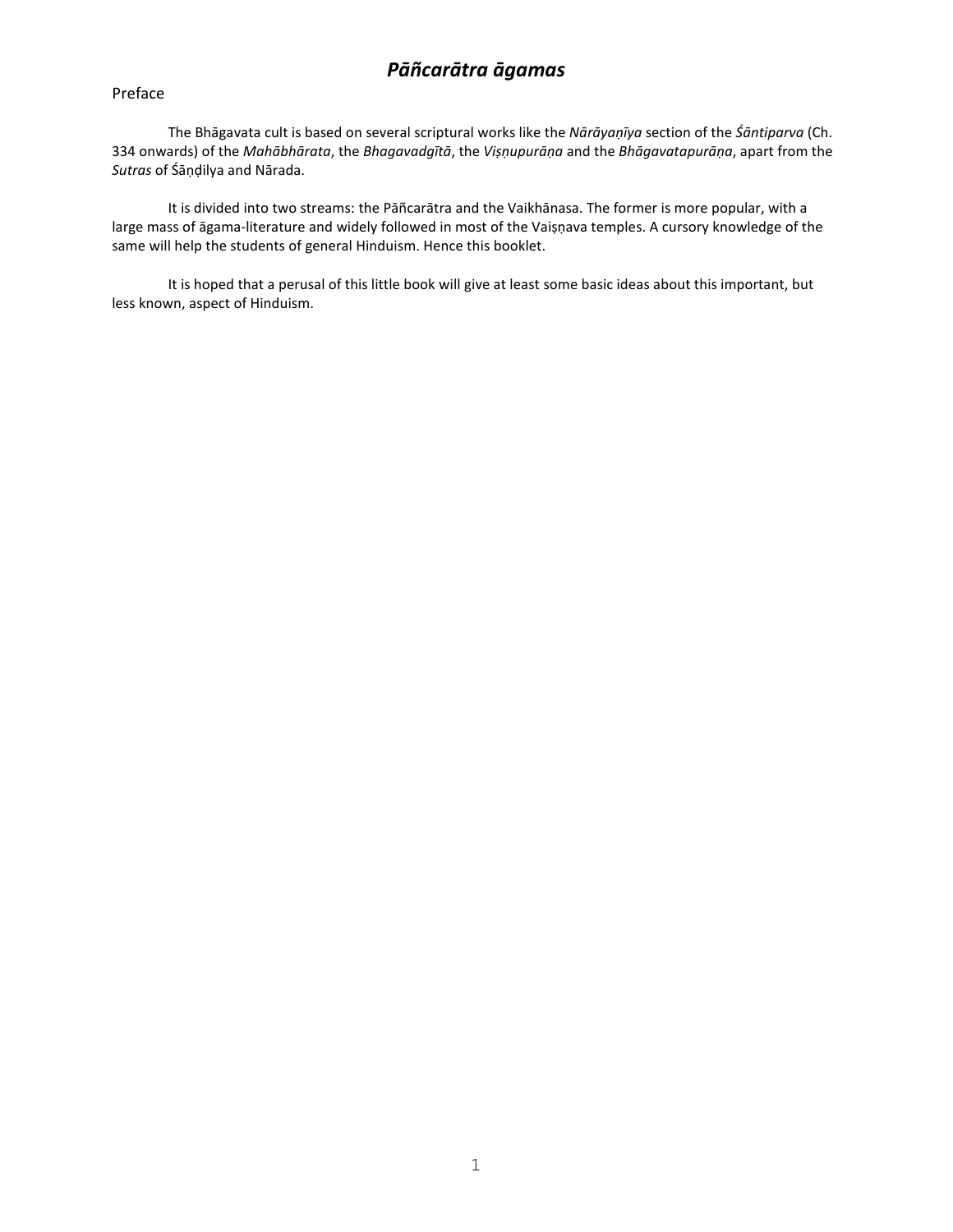# *Pāñcarātra āgamas*

Preface

The Bhāgavata cult is based on several scriptural works like the *Nārāyaṇīya* section of the *Śāntiparva* (Ch. 334 onwards) of the *Mahābhārata*, the *Bhagavadgītā*, the *Viṣṇupurāṇa* and the *Bhāgavatapurāṇa*, apart from the *Sutras* of Śāṇḍilya and Nārada.

It is divided into two streams: the Pāñcarātra and the Vaikhānasa. The former is more popular, with a large mass of āgama-literature and widely followed in most of the Vaiṣṇava temples. A cursory knowledge of the same will help the students of general Hinduism. Hence this booklet.

It is hoped that a perusal of this little book will give at least some basic ideas about this important, but less known, aspect of Hinduism.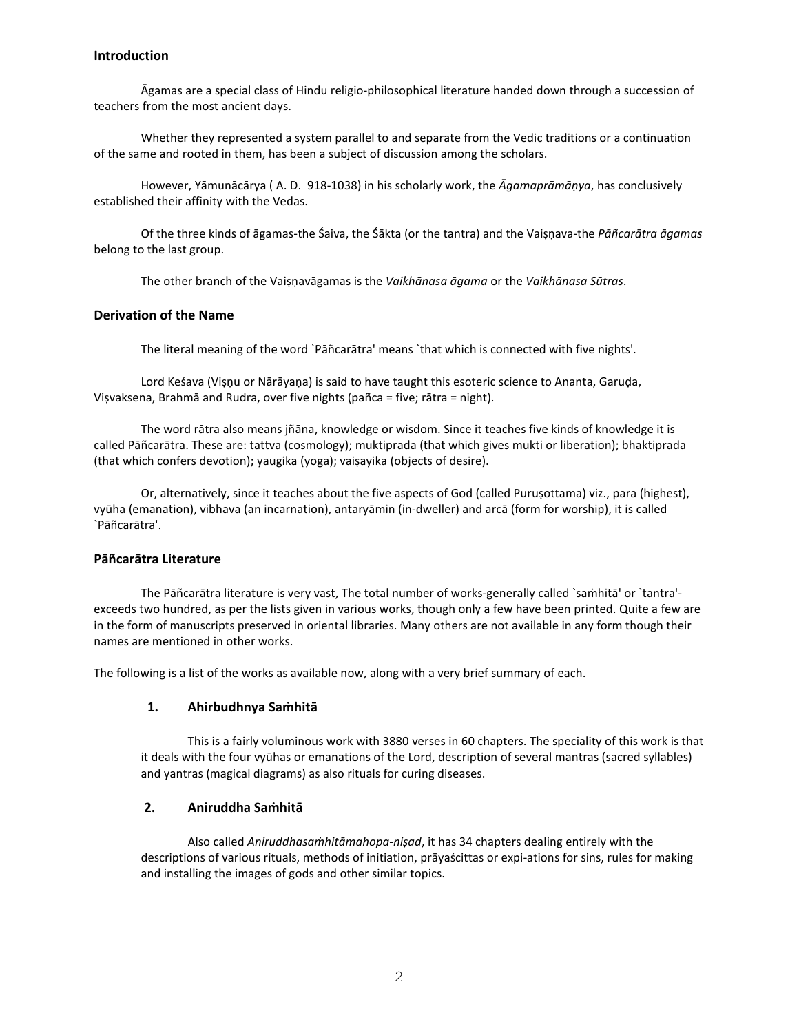## Introduction

Āgamas are a special class of Hindu religio-philosophical literature handed down through a succession of teachers from the most ancient days.

Whether they represented a system parallel to and separate from the Vedic traditions or a continuation of the same and rooted in them, has been a subject of discussion among the scholars.

However, Yāmunācārya ( A. D. 918-1038) in his scholarly work, the *Āgamaprāmāṇya*, has conclusively established their affinity with the Vedas.

Of the three kinds of āgamas-the Śaiva, the Śākta (or the tantra) and the Vaiṣṇava-the *Pāñcarātra āgamas* belong to the last group.

The other branch of the Vaiṣṇavāgamas is the *Vaikhānasa āgama* or the *Vaikhānasa Sūtras*.

## Derivation of the Name

The literal meaning of the word `Pāñcarātra' means `that which is connected with five nights'.

Lord Keśava (Viṣṇu or Nārāyaṇa) is said to have taught this esoteric science to Ananta, Garuḍa, Viṣvaksena, Brahmā and Rudra, over five nights (pañca = five; rātra = night).

The word rātra also means jñāna, knowledge or wisdom. Since it teaches five kinds of knowledge it is called Pāñcarātra. These are: tattva (cosmology); muktiprada (that which gives mukti or liberation); bhaktiprada (that which confers devotion); yaugika (yoga); vaiṣayika (objects of desire).

Or, alternatively, since it teaches about the five aspects of God (called Puruṣottama) viz., para (highest), vyūha (emanation), vibhava (an incarnation), antaryāmin (in-dweller) and arcā (form for worship), it is called `Pāñcarātra'.

## Pāñcarātra Literature

The Pāñcarātra literature is very vast, The total number of works-generally called `saṁhitā' or `tantra'-exceeds two hundred, as per the lists given in various works, though only a few have been printed. Quite a few are in the form of manuscripts preserved in oriental libraries. Many others are not available in any form though their names are mentioned in other works.

The following is a list of the works as available now, along with a very brief summary of each.

### 1. Ahirbudhnya Saṁhitā

This is a fairly voluminous work with 3880 verses in 60 chapters. The speciality of this work is that it deals with the four vyūhas or emanations of the Lord, description of several mantras (sacred syllables) and yantras (magical diagrams) as also rituals for curing diseases.

### 2. Aniruddha Saṁhitā

Also called *Aniruddhasaṁhitāmahopa-niṣad*, it has 34 chapters dealing entirely with the descriptions of various rituals, methods of initiation, prāyaścittas or expi-ations for sins, rules for making and installing the images of gods and other similar topics.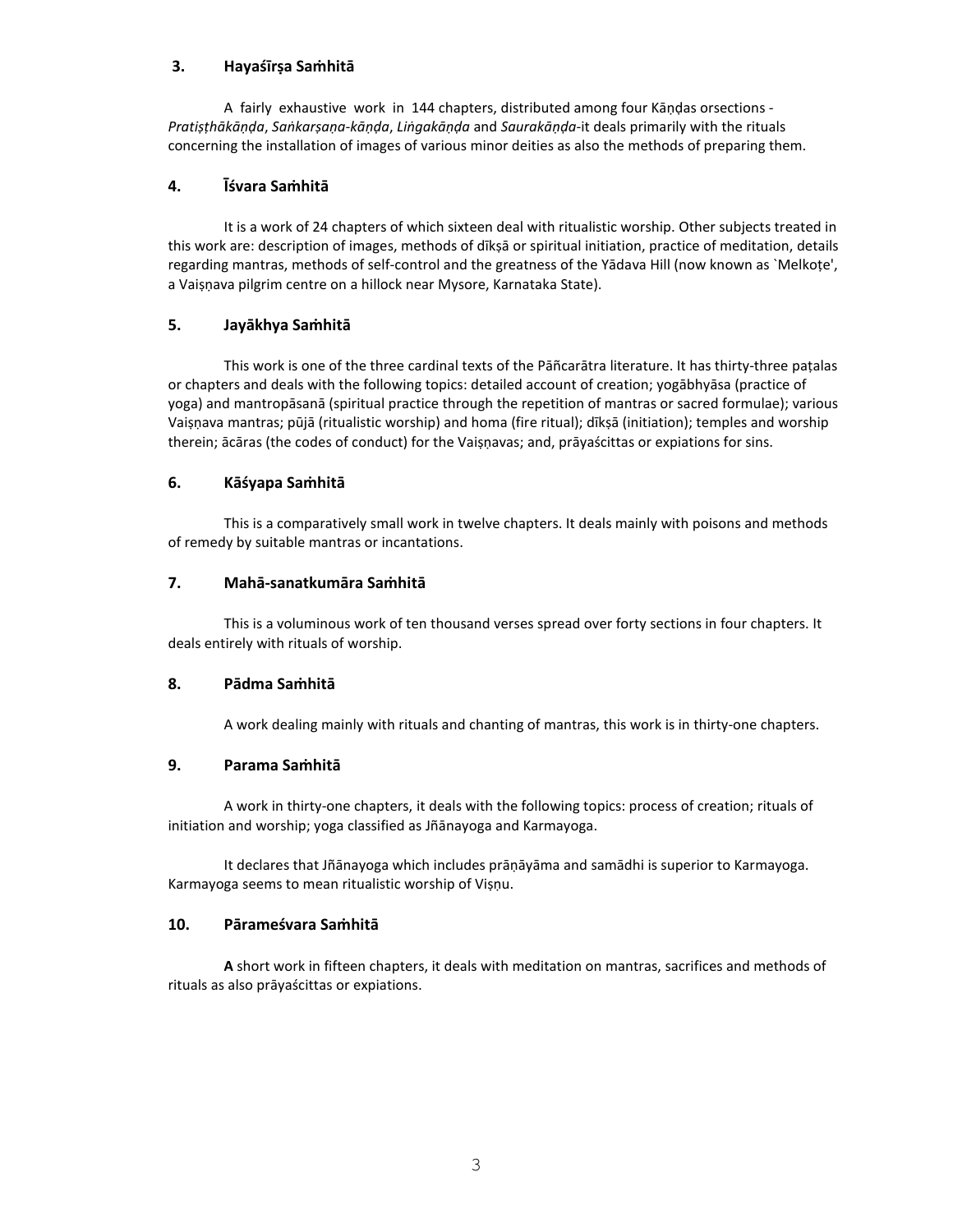### 3. Hayaśīrṣa Saṁhitā

A fairly exhaustive work in 144 chapters, distributed among four Kāṇḍas orsections - *Pratiṣṭhākāṇḍa*, *Saṅkarṣaṇa-kāṇḍa*, *Liṅgakāṇḍa* and *Saurakāṇḍa*-it deals primarily with the rituals concerning the installation of images of various minor deities as also the methods of preparing them.

### 4. Īśvara Saṁhitā

It is a work of 24 chapters of which sixteen deal with ritualistic worship. Other subjects treated in this work are: description of images, methods of dīkṣā or spiritual initiation, practice of meditation, details regarding mantras, methods of self-control and the greatness of the Yādava Hill (now known as `Melkoṭe', a Vaiṣṇava pilgrim centre on a hillock near Mysore, Karnataka State).

### 5. Jayākhya Saṁhitā

This work is one of the three cardinal texts of the Pāñcarātra literature. It has thirty-three paṭalas or chapters and deals with the following topics: detailed account of creation; yogābhyāsa (practice of yoga) and mantropāsanā (spiritual practice through the repetition of mantras or sacred formulae); various Vaiṣṇava mantras; pūjā (ritualistic worship) and homa (fire ritual); dīkṣā (initiation); temples and worship therein; ācāras (the codes of conduct) for the Vaiṣṇavas; and, prāyaścittas or expiations for sins.

### 6. Kāśyapa Saṁhitā

This is a comparatively small work in twelve chapters. It deals mainly with poisons and methods of remedy by suitable mantras or incantations.

### 7. Mahā-sanatkumāra Saṁhitā

This is a voluminous work of ten thousand verses spread over forty sections in four chapters. It deals entirely with rituals of worship.

### 8. Pādma Saṁhitā

A work dealing mainly with rituals and chanting of mantras, this work is in thirty-one chapters.

### 9. Parama Saṁhitā

A work in thirty-one chapters, it deals with the following topics: process of creation; rituals of initiation and worship; yoga classified as Jñānayoga and Karmayoga.

It declares that Jñānayoga which includes prāṇāyāma and samādhi is superior to Karmayoga. Karmayoga seems to mean ritualistic worship of Viṣṇu.

### 10. Pārameśvara Saṁhitā

**A** short work in fifteen chapters, it deals with meditation on mantras, sacrifices and methods of rituals as also prāyaścittas or expiations.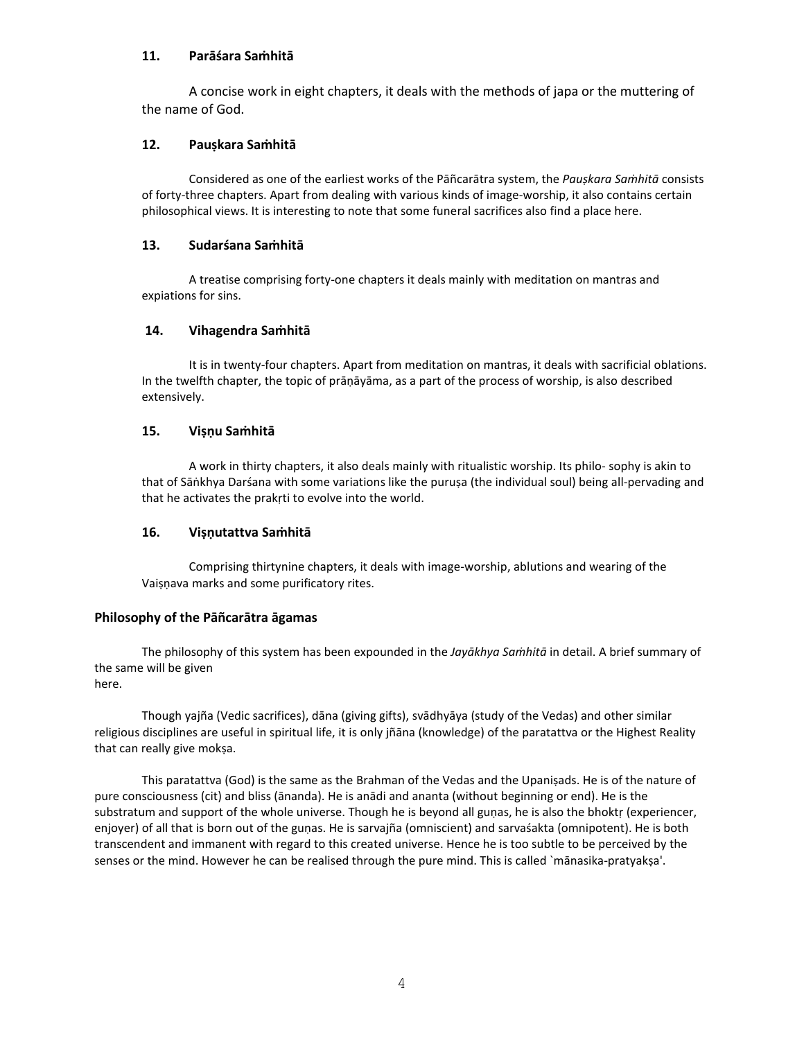### 11. Parāśara Saṁhitā

A concise work in eight chapters, it deals with the methods of japa or the muttering of the name of God.

### 12. Pauṣkara Saṁhitā

Considered as one of the earliest works of the Pāñcarātra system, the *Pauṣkara Saṁhitā* consists of forty-three chapters. Apart from dealing with various kinds of image-worship, it also contains certain philosophical views. It is interesting to note that some funeral sacrifices also find a place here.

### 13. Sudarśana Saṁhitā

A treatise comprising forty-one chapters it deals mainly with meditation on mantras and expiations for sins.

### 14. Vihagendra Saṁhitā

It is in twenty-four chapters. Apart from meditation on mantras, it deals with sacrificial oblations. In the twelfth chapter, the topic of prāṇāyāma, as a part of the process of worship, is also described extensively.

### 15. Viṣṇu Saṁhitā

A work in thirty chapters, it also deals mainly with ritualistic worship. Its philo- sophy is akin to that of Sāṅkhya Darśana with some variations like the puruṣa (the individual soul) being all-pervading and that he activates the prakṛti to evolve into the world.

### 16. Viṣṇutattva Saṁhitā

Comprising thirtynine chapters, it deals with image-worship, ablutions and wearing of the Vaiṣṇava marks and some purificatory rites.

## Philosophy of the Pāñcarātra āgamas

The philosophy of this system has been expounded in the *Jayākhya Saṁhitā* in detail. A brief summary of the same will be given here.

Though yajña (Vedic sacrifices), dāna (giving gifts), svādhyāya (study of the Vedas) and other similar religious disciplines are useful in spiritual life, it is only jñāna (knowledge) of the paratattva or the Highest Reality that can really give mokṣa.

This paratattva (God) is the same as the Brahman of the Vedas and the Upaniṣads. He is of the nature of pure consciousness (cit) and bliss (ānanda). He is anādi and ananta (without beginning or end). He is the substratum and support of the whole universe. Though he is beyond all guṇas, he is also the bhoktṛ (experiencer, enjoyer) of all that is born out of the guṇas. He is sarvajña (omniscient) and sarvaśakta (omnipotent). He is both transcendent and immanent with regard to this created universe. Hence he is too subtle to be perceived by the senses or the mind. However he can be realised through the pure mind. This is called `mānasika-pratyakṣa'.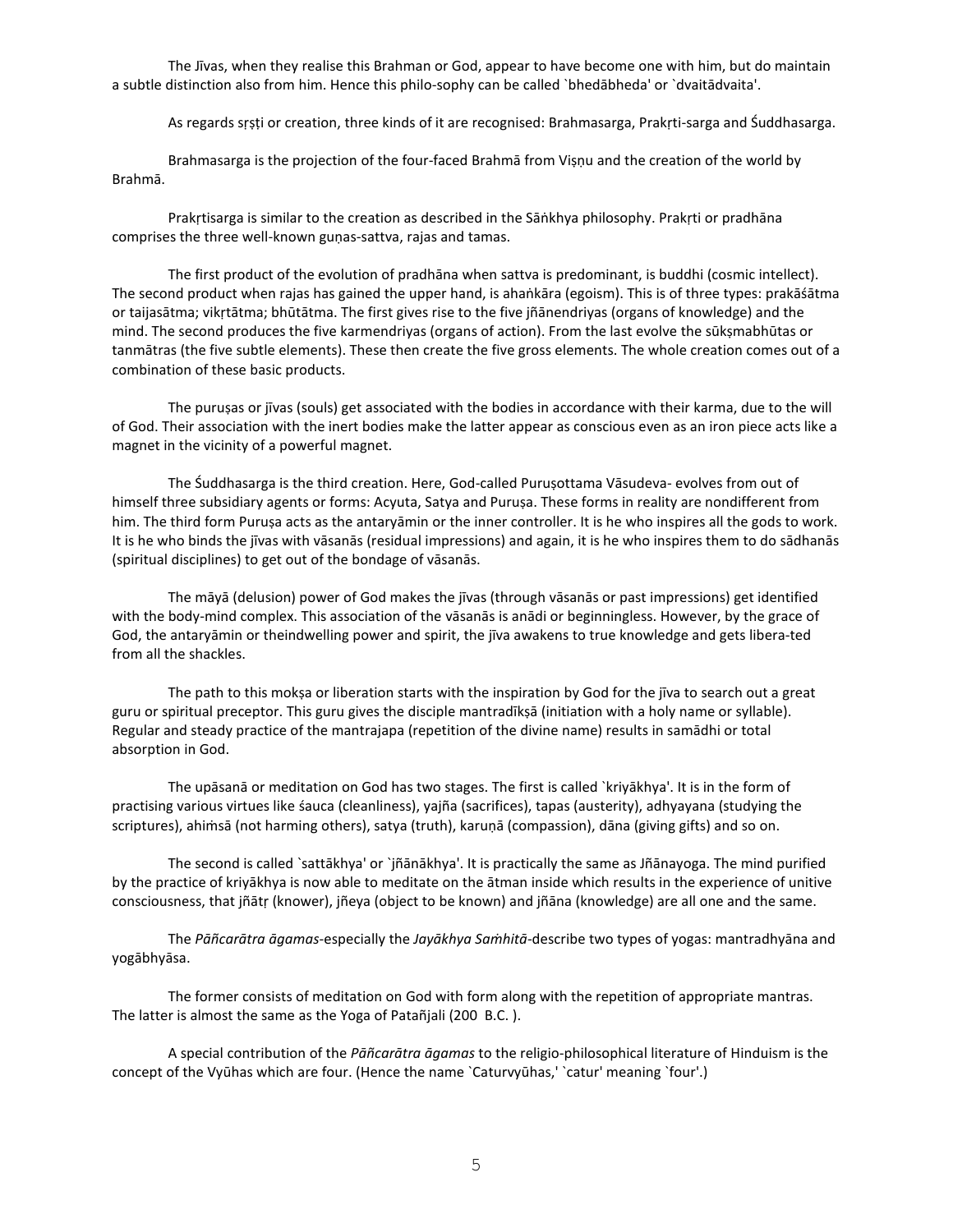The Jīvas, when they realise this Brahman or God, appear to have become one with him, but do maintain a subtle distinction also from him. Hence this philo-sophy can be called `bhedābheda' or `dvaitādvaita'.

As regards sṛṣṭi or creation, three kinds of it are recognised: Brahmasarga, Prakṛti-sarga and Śuddhasarga.

Brahmasarga is the projection of the four-faced Brahmā from Viṣṇu and the creation of the world by Brahmā.

Prakṛtisarga is similar to the creation as described in the Sāṅkhya philosophy. Prakṛti or pradhāna comprises the three well-known guṇas-sattva, rajas and tamas.

The first product of the evolution of pradhāna when sattva is predominant, is buddhi (cosmic intellect). The second product when rajas has gained the upper hand, is ahaṅkāra (egoism). This is of three types: prakāśātma or taijasātma; vikṛtātma; bhūtātma. The first gives rise to the five jñānendriyas (organs of knowledge) and the mind. The second produces the five karmendriyas (organs of action). From the last evolve the sūkṣmabhūtas or tanmātras (the five subtle elements). These then create the five gross elements. The whole creation comes out of a combination of these basic products.

The puruṣas or jīvas (souls) get associated with the bodies in accordance with their karma, due to the will of God. Their association with the inert bodies make the latter appear as conscious even as an iron piece acts like a magnet in the vicinity of a powerful magnet.

The Śuddhasarga is the third creation. Here, God-called Puruṣottama Vāsudeva- evolves from out of himself three subsidiary agents or forms: Acyuta, Satya and Puruṣa. These forms in reality are nondifferent from him. The third form Puruṣa acts as the antaryāmin or the inner controller. It is he who inspires all the gods to work. It is he who binds the jīvas with vāsanās (residual impressions) and again, it is he who inspires them to do sādhanās (spiritual disciplines) to get out of the bondage of vāsanās.

The māyā (delusion) power of God makes the jīvas (through vāsanās or past impressions) get identified with the body-mind complex. This association of the vāsanās is anādi or beginningless. However, by the grace of God, the antaryāmin or theindwelling power and spirit, the jīva awakens to true knowledge and gets libera-ted from all the shackles.

The path to this mokṣa or liberation starts with the inspiration by God for the jīva to search out a great guru or spiritual preceptor. This guru gives the disciple mantradīkṣā (initiation with a holy name or syllable). Regular and steady practice of the mantrajapa (repetition of the divine name) results in samādhi or total absorption in God.

The upāsanā or meditation on God has two stages. The first is called `kriyākhya'. It is in the form of practising various virtues like śauca (cleanliness), yajña (sacrifices), tapas (austerity), adhyayana (studying the scriptures), ahiṁsā (not harming others), satya (truth), karuṇā (compassion), dāna (giving gifts) and so on.

The second is called `sattākhya' or `jñānākhya'. It is practically the same as Jñānayoga. The mind purified by the practice of kriyākhya is now able to meditate on the ātman inside which results in the experience of unitive consciousness, that jñātṛ (knower), jñeya (object to be known) and jñāna (knowledge) are all one and the same.

The *Pāñcarātra āgamas*-especially the *Jayākhya Saṁhitā*-describe two types of yogas: mantradhyāna and yogābhyāsa.

The former consists of meditation on God with form along with the repetition of appropriate mantras. The latter is almost the same as the Yoga of Patañjali (200 B.C. ).

A special contribution of the *Pāñcarātra āgamas* to the religio-philosophical literature of Hinduism is the concept of the Vyūhas which are four. (Hence the name `Caturvyūhas,' `catur' meaning `four'.)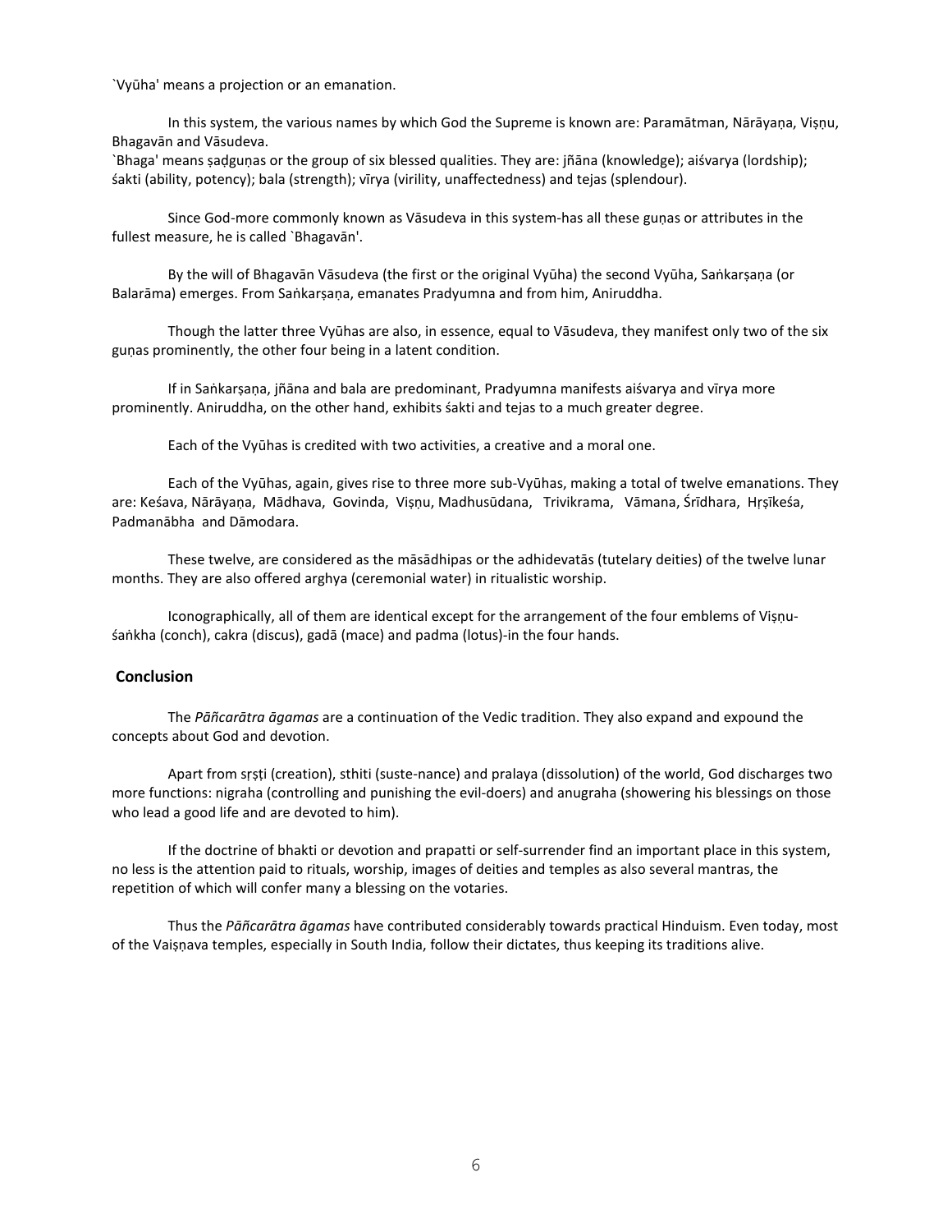`Vyūha' means a projection or an emanation.

In this system, the various names by which God the Supreme is known are: Paramātman, Nārāyaṇa, Viṣṇu, Bhagavān and Vāsudeva.

`Bhaga' means ṣaḍguṇas or the group of six blessed qualities. They are: jñāna (knowledge); aiśvarya (lordship); śakti (ability, potency); bala (strength); vīrya (virility, unaffectedness) and tejas (splendour).

Since God-more commonly known as Vāsudeva in this system-has all these guṇas or attributes in the fullest measure, he is called `Bhagavān'.

By the will of Bhagavān Vāsudeva (the first or the original Vyūha) the second Vyūha, Saṅkarṣaṇa (or Balarāma) emerges. From Saṅkarṣaṇa, emanates Pradyumna and from him, Aniruddha.

Though the latter three Vyūhas are also, in essence, equal to Vāsudeva, they manifest only two of the six guṇas prominently, the other four being in a latent condition.

If in Saṅkarṣaṇa, jñāna and bala are predominant, Pradyumna manifests aiśvarya and vīrya more prominently. Aniruddha, on the other hand, exhibits śakti and tejas to a much greater degree.

Each of the Vyūhas is credited with two activities, a creative and a moral one.

Each of the Vyūhas, again, gives rise to three more sub-Vyūhas, making a total of twelve emanations. They are: Keśava, Nārāyaṇa, Mādhava, Govinda, Viṣṇu, Madhusūdana, Trivikrama, Vāmana, Śrīdhara, Hṛṣīkeśa, Padmanābha and Dāmodara.

These twelve, are considered as the māsādhipas or the adhidevatās (tutelary deities) of the twelve lunar months. They are also offered arghya (ceremonial water) in ritualistic worship.

Iconographically, all of them are identical except for the arrangement of the four emblems of Viṣṇu-śaṅkha (conch), cakra (discus), gadā (mace) and padma (lotus)-in the four hands.

## Conclusion

The *Pāñcarātra āgamas* are a continuation of the Vedic tradition. They also expand and expound the concepts about God and devotion.

Apart from sṛṣṭi (creation), sthiti (suste-nance) and pralaya (dissolution) of the world, God discharges two more functions: nigraha (controlling and punishing the evil-doers) and anugraha (showering his blessings on those who lead a good life and are devoted to him).

If the doctrine of bhakti or devotion and prapatti or self-surrender find an important place in this system, no less is the attention paid to rituals, worship, images of deities and temples as also several mantras, the repetition of which will confer many a blessing on the votaries.

Thus the *Pāñcarātra āgamas* have contributed considerably towards practical Hinduism. Even today, most of the Vaiṣṇava temples, especially in South India, follow their dictates, thus keeping its traditions alive.